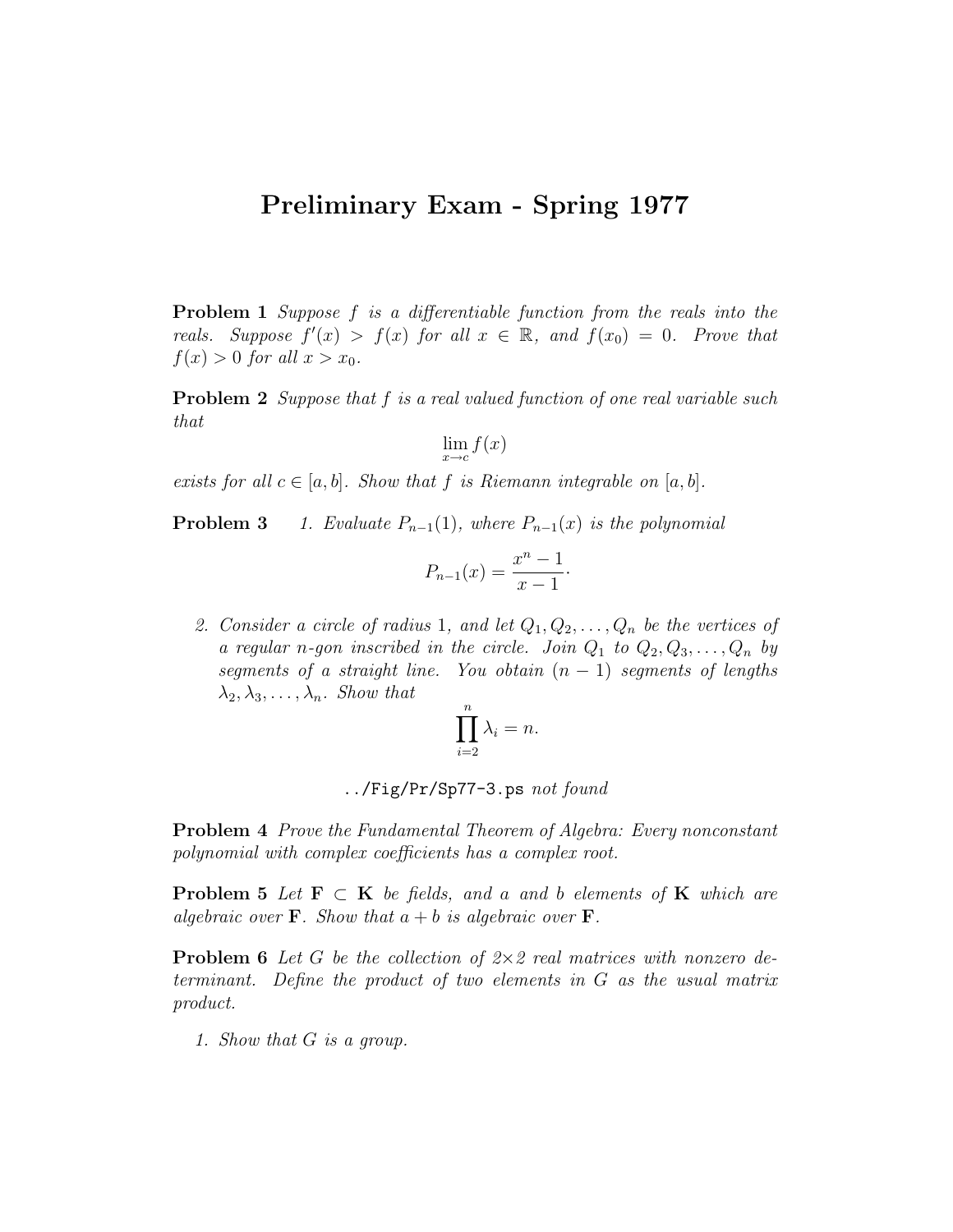# Preliminary Exam - Spring 1977

**Problem 1** *Suppose $f$ is a differentiable function from the reals into the reals. Suppose $f'(x) > f(x)$ for all $x \in \mathbb{R}$, and $f(x_0) = 0$. Prove that $f(x) > 0$ for all $x > x_0$.*

**Problem 2** *Suppose that $f$ is a real valued function of one real variable such that*

$$\lim_{x \to c} f(x)$$

*exists for all $c \in [a, b]$. Show that $f$ is Riemann integrable on $[a, b]$.*

**Problem 3**

1. *Evaluate $P_{n-1}(1)$, where $P_{n-1}(x)$ is the polynomial*

$$P_{n-1}(x) = \frac{x^n - 1}{x - 1}.$$

2. *Consider a circle of radius 1, and let $Q_1, Q_2, \ldots, Q_n$ be the vertices of a regular $n$-gon inscribed in the circle. Join $Q_1$ to $Q_2, Q_3, \ldots, Q_n$ by segments of a straight line. You obtain $(n-1)$ segments of lengths $\lambda_2, \lambda_3, \ldots, \lambda_n$. Show that*

$$\prod_{i=2}^{n} \lambda_i = n.$$

`../Fig/Pr/Sp77-3.ps` *not found*

**Problem 4** *Prove the Fundamental Theorem of Algebra: Every nonconstant polynomial with complex coefficients has a complex root.*

**Problem 5** *Let $\mathbf{F} \subset \mathbf{K}$ be fields, and $a$ and $b$ elements of $\mathbf{K}$ which are algebraic over $\mathbf{F}$. Show that $a + b$ is algebraic over $\mathbf{F}$.*

**Problem 6** *Let $G$ be the collection of $2 \times 2$ real matrices with nonzero determinant. Define the product of two elements in $G$ as the usual matrix product.*

1. *Show that $G$ is a group.*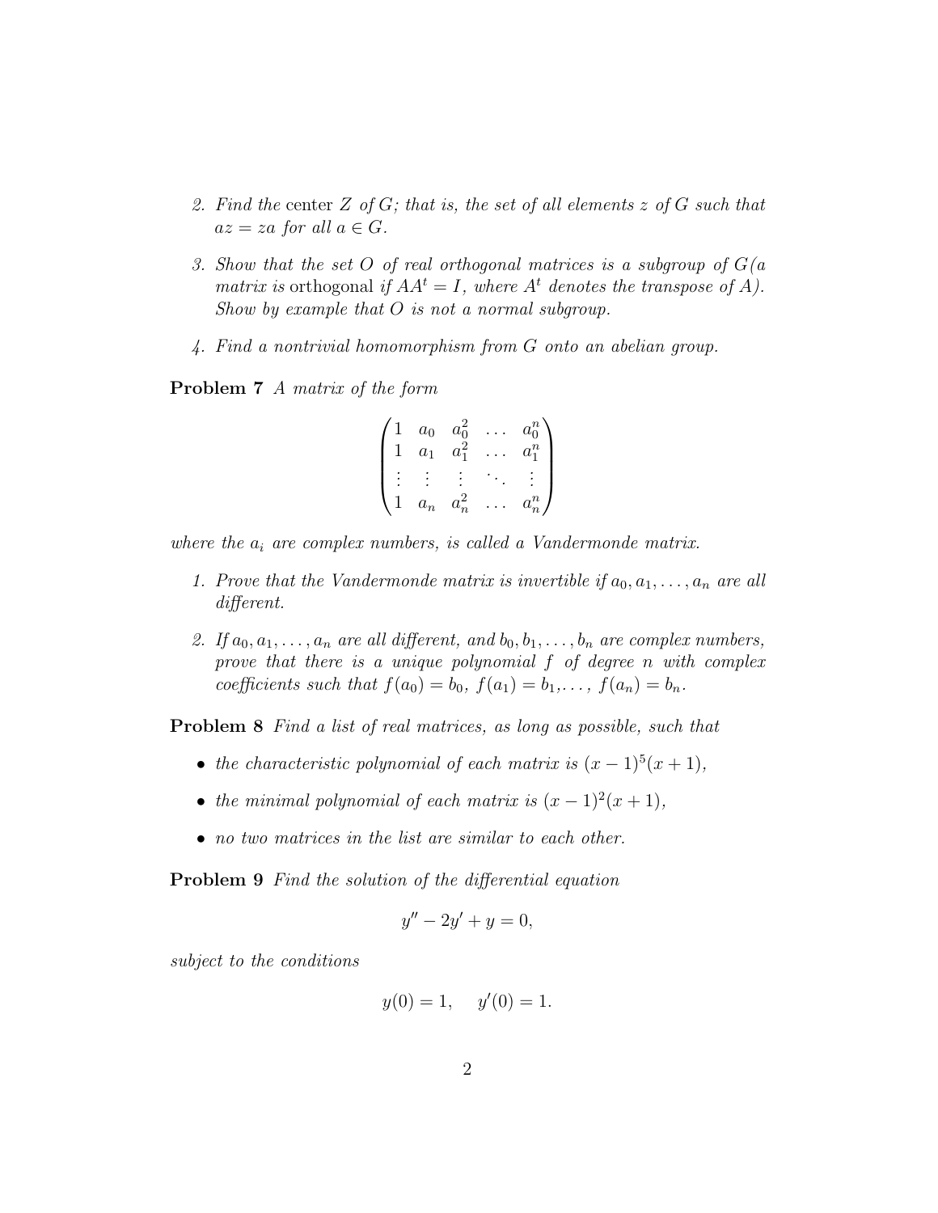2. *Find the* center $Z$ *of* $G$*; that is, the set of all elements* $z$ *of* $G$ *such that* $az = za$ *for all* $a \in G$*.*

3. *Show that the set* $O$ *of real orthogonal matrices is a subgroup of* $G$*(a matrix is* orthogonal *if* $AA^t = I$*, where* $A^t$ *denotes the transpose of* $A$*). Show by example that* $O$ *is not a normal subgroup.*

4. *Find a nontrivial homomorphism from* $G$ *onto an abelian group.*

**Problem 7** *A matrix of the form*

$$\begin{pmatrix} 1 & a_0 & a_0^2 & \dots & a_0^n \\ 1 & a_1 & a_1^2 & \dots & a_1^n \\ \vdots & \vdots & \vdots & \ddots & \vdots \\ 1 & a_n & a_n^2 & \dots & a_n^n \end{pmatrix}$$

*where the* $a_i$ *are complex numbers, is called a Vandermonde matrix.*

1. *Prove that the Vandermonde matrix is invertible if* $a_0, a_1, \dots, a_n$ *are all different.*

2. *If* $a_0, a_1, \dots, a_n$ *are all different, and* $b_0, b_1, \dots, b_n$ *are complex numbers, prove that there is a unique polynomial* $f$ *of degree* $n$ *with complex coefficients such that* $f(a_0) = b_0,\ f(a_1) = b_1, \dots,\ f(a_n) = b_n$*.*

**Problem 8** *Find a list of real matrices, as long as possible, such that*

- *the characteristic polynomial of each matrix is* $(x-1)^5(x+1)$*,*
- *the minimal polynomial of each matrix is* $(x-1)^2(x+1)$*,*
- *no two matrices in the list are similar to each other.*

**Problem 9** *Find the solution of the differential equation*

$$y'' - 2y' + y = 0,$$

*subject to the conditions*

$$y(0) = 1, \quad y'(0) = 1.$$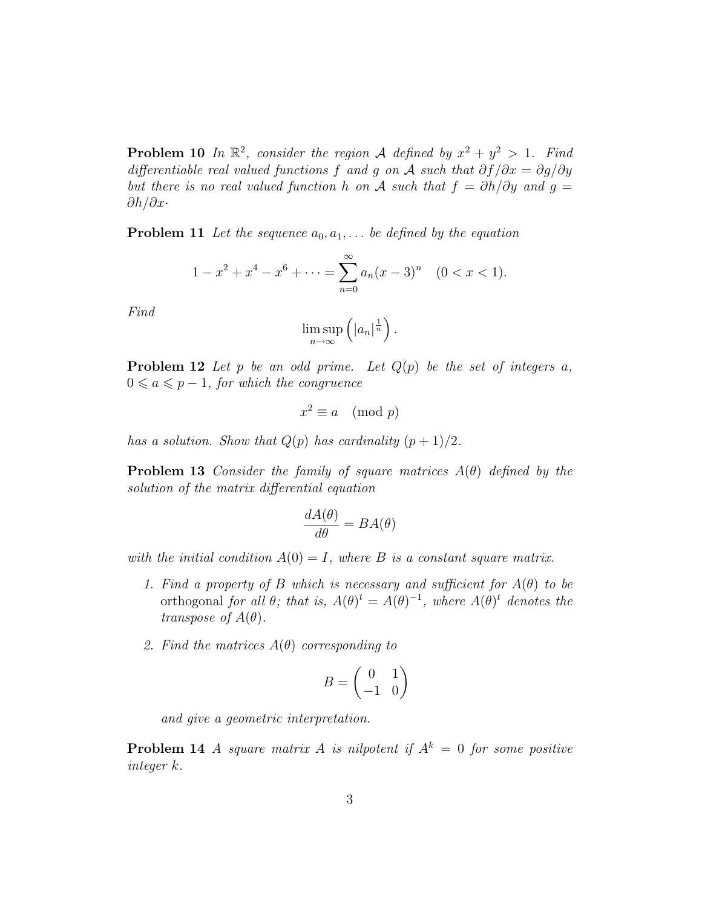**Problem 10** *In $\mathbb{R}^2$, consider the region $\mathcal{A}$ defined by $x^2 + y^2 > 1$. Find differentiable real valued functions $f$ and $g$ on $\mathcal{A}$ such that $\partial f/\partial x = \partial g/\partial y$ but there is no real valued function $h$ on $\mathcal{A}$ such that $f = \partial h/\partial y$ and $g = \partial h/\partial x$.*

**Problem 11** *Let the sequence $a_0, a_1, \ldots$ be defined by the equation*

$$1 - x^2 + x^4 - x^6 + \cdots = \sum_{n=0}^{\infty} a_n (x-3)^n \quad (0 < x < 1).$$

*Find*

$$\limsup_{n\to\infty} \left( |a_n|^{\frac{1}{n}} \right).$$

**Problem 12** *Let $p$ be an odd prime. Let $Q(p)$ be the set of integers $a$, $0 \leqslant a \leqslant p-1$, for which the congruence*

$$x^2 \equiv a \pmod{p}$$

*has a solution. Show that $Q(p)$ has cardinality $(p+1)/2$.*

**Problem 13** *Consider the family of square matrices $A(\theta)$ defined by the solution of the matrix differential equation*

$$\frac{dA(\theta)}{d\theta} = BA(\theta)$$

*with the initial condition $A(0) = I$, where $B$ is a constant square matrix.*

1. *Find a property of $B$ which is necessary and sufficient for $A(\theta)$ to be* orthogonal *for all $\theta$; that is, $A(\theta)^t = A(\theta)^{-1}$, where $A(\theta)^t$ denotes the transpose of $A(\theta)$.*

2. *Find the matrices $A(\theta)$ corresponding to*

$$B = \begin{pmatrix} 0 & 1 \\ -1 & 0 \end{pmatrix}$$

*and give a geometric interpretation.*

**Problem 14** *A square matrix $A$ is nilpotent if $A^k = 0$ for some positive integer $k$.*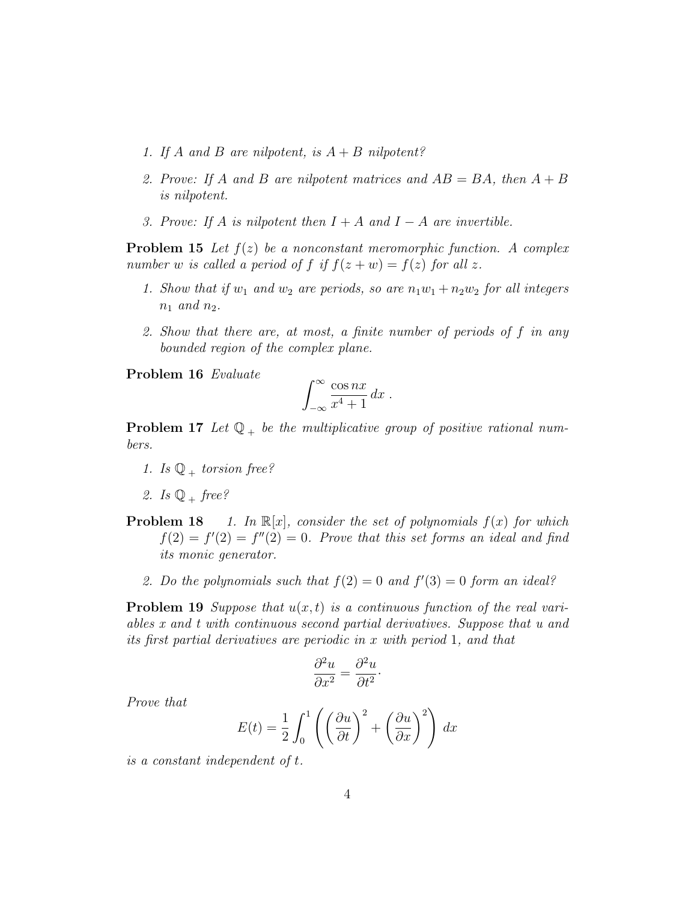1. *If $A$ and $B$ are nilpotent, is $A+B$ nilpotent?*

2. *Prove: If $A$ and $B$ are nilpotent matrices and $AB = BA$, then $A+B$ is nilpotent.*

3. *Prove: If $A$ is nilpotent then $I + A$ and $I - A$ are invertible.*

**Problem 15** *Let $f(z)$ be a nonconstant meromorphic function. A complex number $w$ is called a period of $f$ if $f(z+w) = f(z)$ for all $z$.*

1. *Show that if $w_1$ and $w_2$ are periods, so are $n_1 w_1 + n_2 w_2$ for all integers $n_1$ and $n_2$.*

2. *Show that there are, at most, a finite number of periods of $f$ in any bounded region of the complex plane.*

**Problem 16** *Evaluate*

$$\int_{-\infty}^{\infty} \frac{\cos nx}{x^4+1}\, dx \ .$$

**Problem 17** *Let $\mathbb{Q}_+$ be the multiplicative group of positive rational numbers.*

1. *Is $\mathbb{Q}_+$ torsion free?*

2. *Is $\mathbb{Q}_+$ free?*

**Problem 18**

1. *In $\mathbb{R}[x]$, consider the set of polynomials $f(x)$ for which $f(2) = f'(2) = f''(2) = 0$. Prove that this set forms an ideal and find its monic generator.*

2. *Do the polynomials such that $f(2) = 0$ and $f'(3) = 0$ form an ideal?*

**Problem 19** *Suppose that $u(x,t)$ is a continuous function of the real variables $x$ and $t$ with continuous second partial derivatives. Suppose that $u$ and its first partial derivatives are periodic in $x$ with period 1, and that*

$$\frac{\partial^2 u}{\partial x^2} = \frac{\partial^2 u}{\partial t^2}.$$

*Prove that*

$$E(t) = \frac{1}{2}\int_0^1 \left( \left(\frac{\partial u}{\partial t}\right)^2 + \left(\frac{\partial u}{\partial x}\right)^2 \right)\, dx$$

*is a constant independent of $t$.*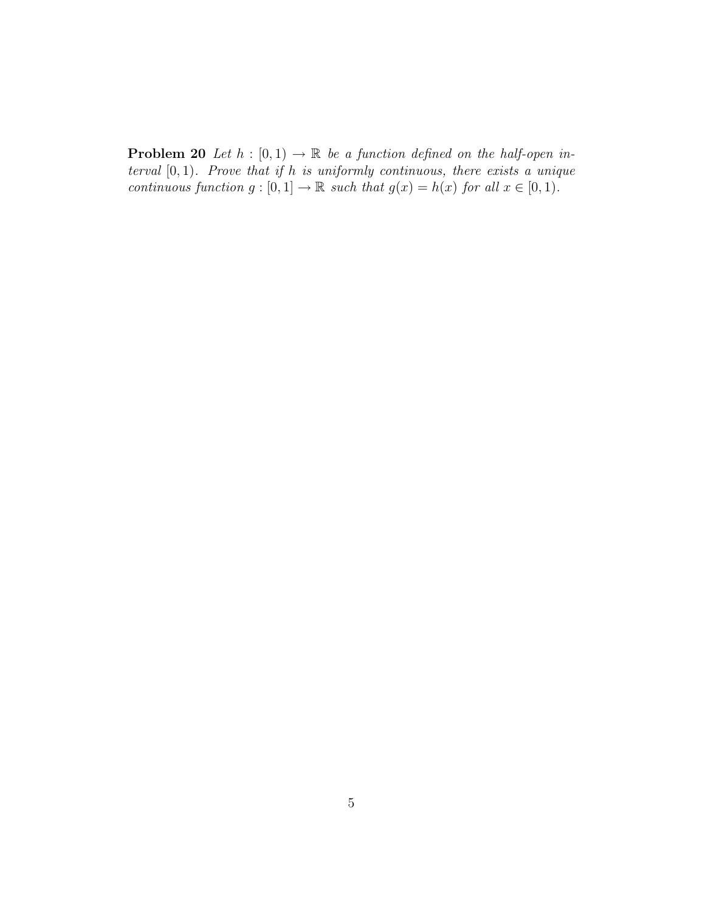**Problem 20** *Let $h : [0, 1) \to \mathbb{R}$ be a function defined on the half-open interval $[0, 1)$. Prove that if $h$ is uniformly continuous, there exists a unique continuous function $g : [0, 1] \to \mathbb{R}$ such that $g(x) = h(x)$ for all $x \in [0, 1)$.*